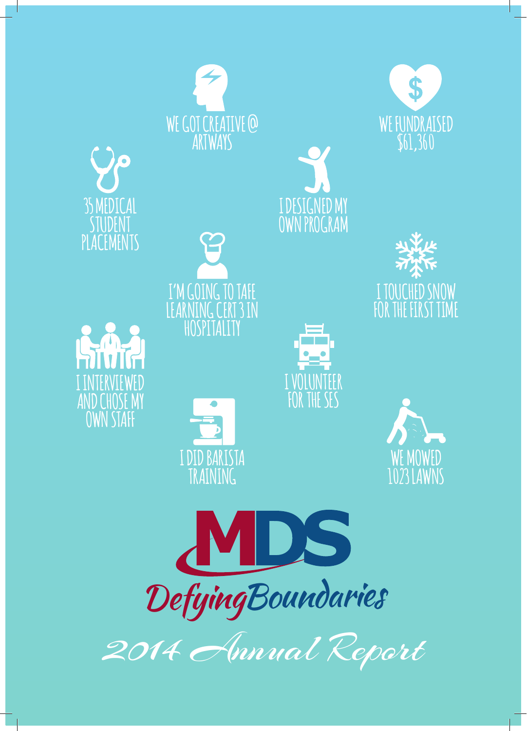WE GOT CREATIVE @ ARTWAYS

WE FUNDRAISED $61,360

35 MEDICAL STUDENT PLACEMENTS

I DESIGNED MY OWN PROGRAM

I'M GOING TO TAFE LEARNING CERT 3 IN HOSPITALITY

I TOUCHED SNOW FOR THE FIRST TIME

I INTERVIEWED AND CHOSE MY OWN STAFF

I VOLUNTEER FOR THE SES

I DID BARISTA TRAINING

WE MOWED 1023 LAWNS

# MDS

## Defying Boundaries

## 2014 Annual Report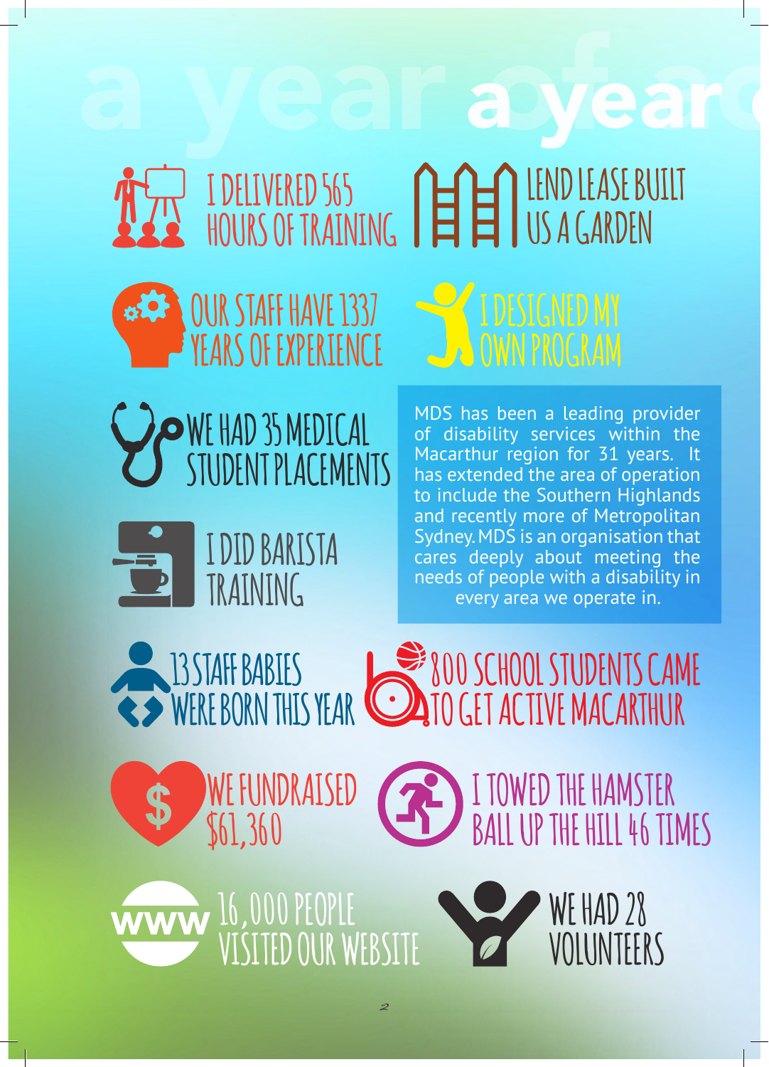# a year

I DELIVERED 565 HOURS OF TRAINING

LEND LEASE BUILT US A GARDEN

OUR STAFF HAVE 1337 YEARS OF EXPERIENCE

I DESIGNED MY OWN PROGRAM

WE HAD 35 MEDICAL STUDENT PLACEMENTS

I DID BARISTA TRAINING

MDS has been a leading provider of disability services within the Macarthur region for 31 years. It has extended the area of operation to include the Southern Highlands and recently more of Metropolitan Sydney. MDS is an organisation that cares deeply about meeting the needs of people with a disability in every area we operate in.

13 STAFF BABIES WERE BORN THIS YEAR

800 SCHOOL STUDENTS CAME TO GET ACTIVE MACARTHUR

WE FUNDRAISED $61,360

I TOWED THE HAMSTER BALL UP THE HILL 46 TIMES

16,000 PEOPLE VISITED OUR WEBSITE

WE HAD 28 VOLUNTEERS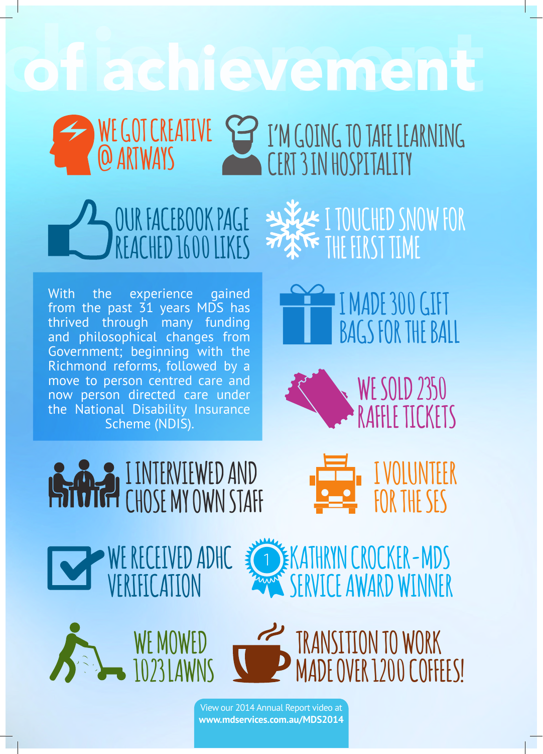# of achievement

- WE GOT CREATIVE @ ARTWAYS
- I'M GOING TO TAFE LEARNING CERT 3 IN HOSPITALITY
- OUR FACEBOOK PAGE REACHED 1600 LIKES
- I TOUCHED SNOW FOR THE FIRST TIME

With the experience gained from the past 31 years MDS has thrived through many funding and philosophical changes from Government; beginning with the Richmond reforms, followed by a move to person centred care and now person directed care under the National Disability Insurance Scheme (NDIS).

- I MADE 300 GIFT BAGS FOR THE BALL
- WE SOLD 2350 RAFFLE TICKETS
- I INTERVIEWED AND CHOSE MY OWN STAFF
- I VOLUNTEER FOR THE SES
- WE RECEIVED ADHC VERIFICATION
- KATHRYN CROCKER - MDS SERVICE AWARD WINNER
- WE MOWED 1023 LAWNS
- TRANSITION TO WORK MADE OVER 1200 COFFEES!

View our 2014 Annual Report video at **www.mdservices.com.au/MDS2014**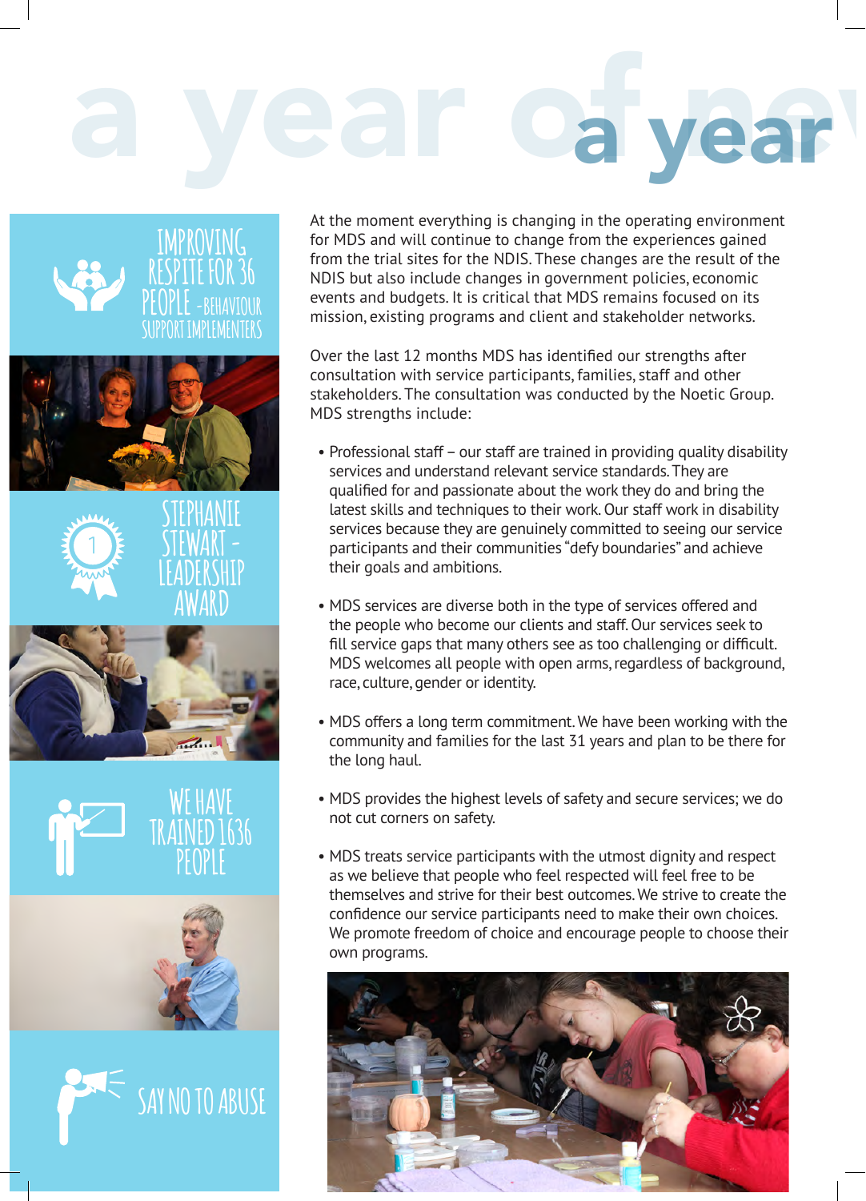# a year

IMPROVING RESPITE FOR 36 PEOPLE - BEHAVIOUR SUPPORT IMPLEMENTERS

STEPHANIE STEWART - LEADERSHIP AWARD

WE HAVE TRAINED 1636 PEOPLE

SAY NO TO ABUSE

At the moment everything is changing in the operating environment for MDS and will continue to change from the experiences gained from the trial sites for the NDIS. These changes are the result of the NDIS but also include changes in government policies, economic events and budgets. It is critical that MDS remains focused on its mission, existing programs and client and stakeholder networks.

Over the last 12 months MDS has identified our strengths after consultation with service participants, families, staff and other stakeholders. The consultation was conducted by the Noetic Group. MDS strengths include:

- Professional staff – our staff are trained in providing quality disability services and understand relevant service standards. They are qualified for and passionate about the work they do and bring the latest skills and techniques to their work. Our staff work in disability services because they are genuinely committed to seeing our service participants and their communities "defy boundaries" and achieve their goals and ambitions.

- MDS services are diverse both in the type of services offered and the people who become our clients and staff. Our services seek to fill service gaps that many others see as too challenging or difficult. MDS welcomes all people with open arms, regardless of background, race, culture, gender or identity.

- MDS offers a long term commitment. We have been working with the community and families for the last 31 years and plan to be there for the long haul.

- MDS provides the highest levels of safety and secure services; we do not cut corners on safety.

- MDS treats service participants with the utmost dignity and respect as we believe that people who feel respected will feel free to be themselves and strive for their best outcomes. We strive to create the confidence our service participants need to make their own choices. We promote freedom of choice and encourage people to choose their own programs.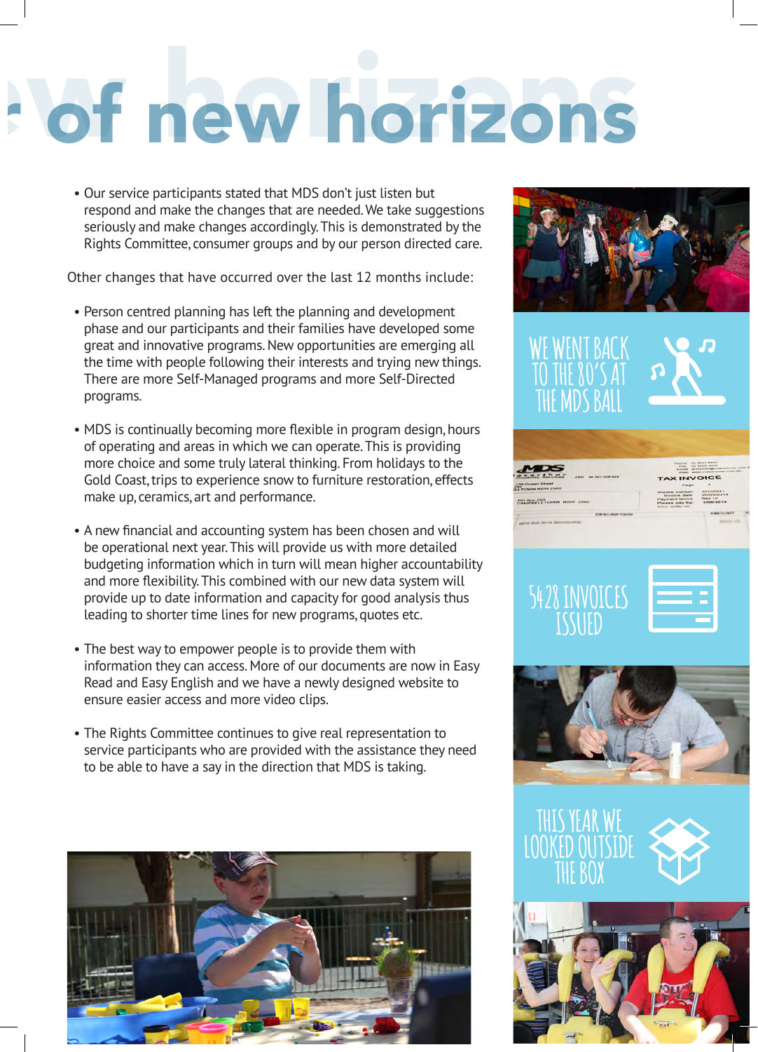# of new horizons

- Our service participants stated that MDS don't just listen but respond and make the changes that are needed. We take suggestions seriously and make changes accordingly. This is demonstrated by the Rights Committee, consumer groups and by our person directed care.

Other changes that have occurred over the last 12 months include:

- Person centred planning has left the planning and development phase and our participants and their families have developed some great and innovative programs. New opportunities are emerging all the time with people following their interests and trying new things. There are more Self-Managed programs and more Self-Directed programs.
- MDS is continually becoming more flexible in program design, hours of operating and areas in which we can operate. This is providing more choice and some truly lateral thinking. From holidays to the Gold Coast, trips to experience snow to furniture restoration, effects make up, ceramics, art and performance.
- A new financial and accounting system has been chosen and will be operational next year. This will provide us with more detailed budgeting information which in turn will mean higher accountability and more flexibility. This combined with our new data system will provide up to date information and capacity for good analysis thus leading to shorter time lines for new programs, quotes etc.
- The best way to empower people is to provide them with information they can access. More of our documents are now in Easy Read and Easy English and we have a newly designed website to ensure easier access and more video clips.
- The Rights Committee continues to give real representation to service participants who are provided with the assistance they need to be able to have a say in the direction that MDS is taking.

WE WENT BACK TO THE 80'S AT THE MDS BALL

5428 INVOICES ISSUED

THIS YEAR WE LOOKED OUTSIDE THE BOX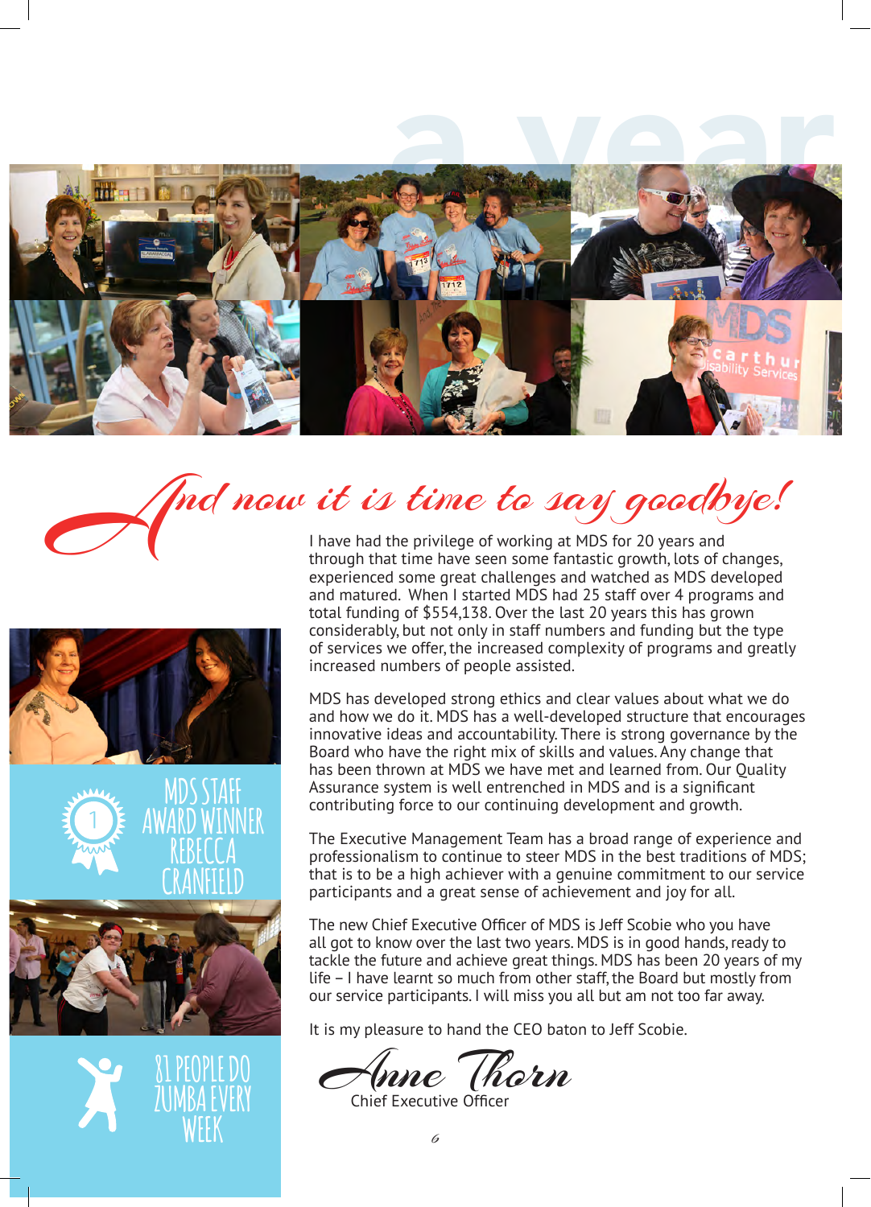# And now it is time to say goodbye!

I have had the privilege of working at MDS for 20 years and through that time have seen some fantastic growth, lots of changes, experienced some great challenges and watched as MDS developed and matured. When I started MDS had 25 staff over 4 programs and total funding of $554,138. Over the last 20 years this has grown considerably, but not only in staff numbers and funding but the type of services we offer, the increased complexity of programs and greatly increased numbers of people assisted.

MDS has developed strong ethics and clear values about what we do and how we do it. MDS has a well-developed structure that encourages innovative ideas and accountability. There is strong governance by the Board who have the right mix of skills and values. Any change that has been thrown at MDS we have met and learned from. Our Quality Assurance system is well entrenched in MDS and is a significant contributing force to our continuing development and growth.

The Executive Management Team has a broad range of experience and professionalism to continue to steer MDS in the best traditions of MDS; that is to be a high achiever with a genuine commitment to our service participants and a great sense of achievement and joy for all.

The new Chief Executive Officer of MDS is Jeff Scobie who you have all got to know over the last two years. MDS is in good hands, ready to tackle the future and achieve great things. MDS has been 20 years of my life – I have learnt so much from other staff, the Board but mostly from our service participants. I will miss you all but am not too far away.

It is my pleasure to hand the CEO baton to Jeff Scobie.

*Anne Thorn*
Chief Executive Officer

MDS STAFF AWARD WINNER REBECCA CRANFIELD

81 PEOPLE DO ZUMBA EVERY WEEK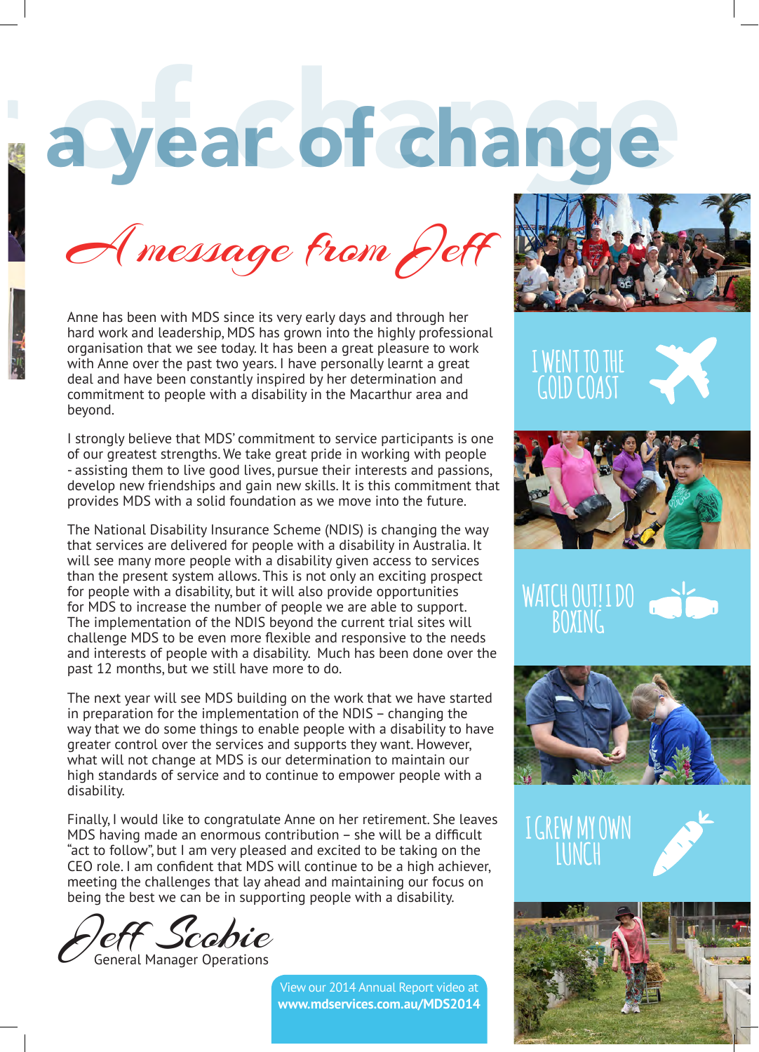# a year of change

## A message from Jeff

Anne has been with MDS since its very early days and through her hard work and leadership, MDS has grown into the highly professional organisation that we see today. It has been a great pleasure to work with Anne over the past two years. I have personally learnt a great deal and have been constantly inspired by her determination and commitment to people with a disability in the Macarthur area and beyond.

I strongly believe that MDS' commitment to service participants is one of our greatest strengths. We take great pride in working with people - assisting them to live good lives, pursue their interests and passions, develop new friendships and gain new skills. It is this commitment that provides MDS with a solid foundation as we move into the future.

The National Disability Insurance Scheme (NDIS) is changing the way that services are delivered for people with a disability in Australia. It will see many more people with a disability given access to services than the present system allows. This is not only an exciting prospect for people with a disability, but it will also provide opportunities for MDS to increase the number of people we are able to support. The implementation of the NDIS beyond the current trial sites will challenge MDS to be even more flexible and responsive to the needs and interests of people with a disability. Much has been done over the past 12 months, but we still have more to do.

The next year will see MDS building on the work that we have started in preparation for the implementation of the NDIS – changing the way that we do some things to enable people with a disability to have greater control over the services and supports they want. However, what will not change at MDS is our determination to maintain our high standards of service and to continue to empower people with a disability.

Finally, I would like to congratulate Anne on her retirement. She leaves MDS having made an enormous contribution – she will be a difficult "act to follow", but I am very pleased and excited to be taking on the CEO role. I am confident that MDS will continue to be a high achiever, meeting the challenges that lay ahead and maintaining our focus on being the best we can be in supporting people with a disability.

*Jeff Scobie*
General Manager Operations

View our 2014 Annual Report video at **www.mdservices.com.au/MDS2014**

I WENT TO THE GOLD COAST

WATCH OUT! I DO BOXING

I GREW MY OWN LUNCH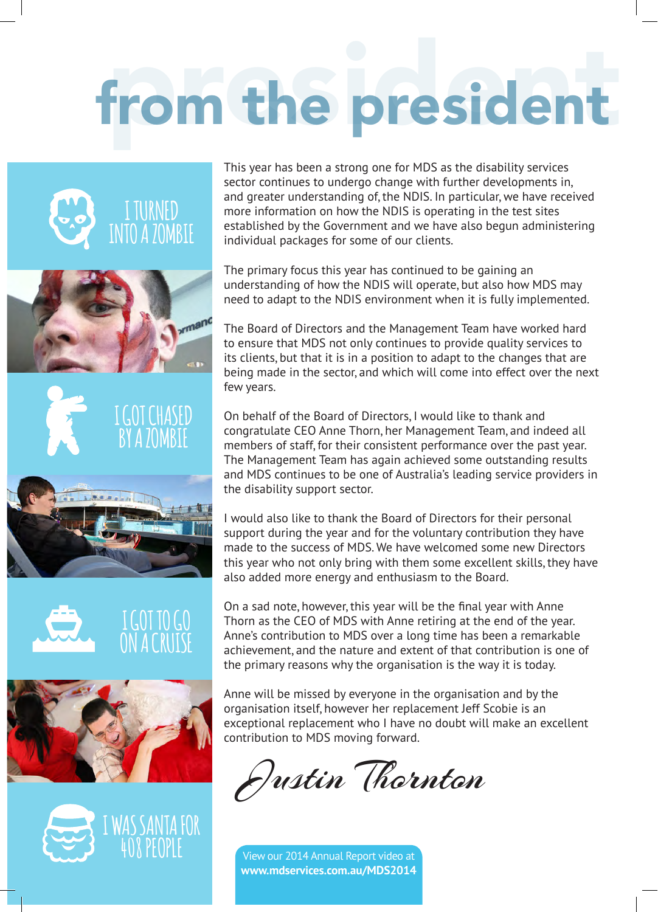# from the president

I TURNED INTO A ZOMBIE

I GOT CHASED BY A ZOMBIE

I GOT TO GO ON A CRUISE

I WAS SANTA FOR 408 PEOPLE

This year has been a strong one for MDS as the disability services sector continues to undergo change with further developments in, and greater understanding of, the NDIS. In particular, we have received more information on how the NDIS is operating in the test sites established by the Government and we have also begun administering individual packages for some of our clients.

The primary focus this year has continued to be gaining an understanding of how the NDIS will operate, but also how MDS may need to adapt to the NDIS environment when it is fully implemented.

The Board of Directors and the Management Team have worked hard to ensure that MDS not only continues to provide quality services to its clients, but that it is in a position to adapt to the changes that are being made in the sector, and which will come into effect over the next few years.

On behalf of the Board of Directors, I would like to thank and congratulate CEO Anne Thorn, her Management Team, and indeed all members of staff, for their consistent performance over the past year. The Management Team has again achieved some outstanding results and MDS continues to be one of Australia's leading service providers in the disability support sector.

I would also like to thank the Board of Directors for their personal support during the year and for the voluntary contribution they have made to the success of MDS. We have welcomed some new Directors this year who not only bring with them some excellent skills, they have also added more energy and enthusiasm to the Board.

On a sad note, however, this year will be the final year with Anne Thorn as the CEO of MDS with Anne retiring at the end of the year. Anne's contribution to MDS over a long time has been a remarkable achievement, and the nature and extent of that contribution is one of the primary reasons why the organisation is the way it is today.

Anne will be missed by everyone in the organisation and by the organisation itself, however her replacement Jeff Scobie is an exceptional replacement who I have no doubt will make an excellent contribution to MDS moving forward.

*Justin Thornton*

View our 2014 Annual Report video at **www.mdservices.com.au/MDS2014**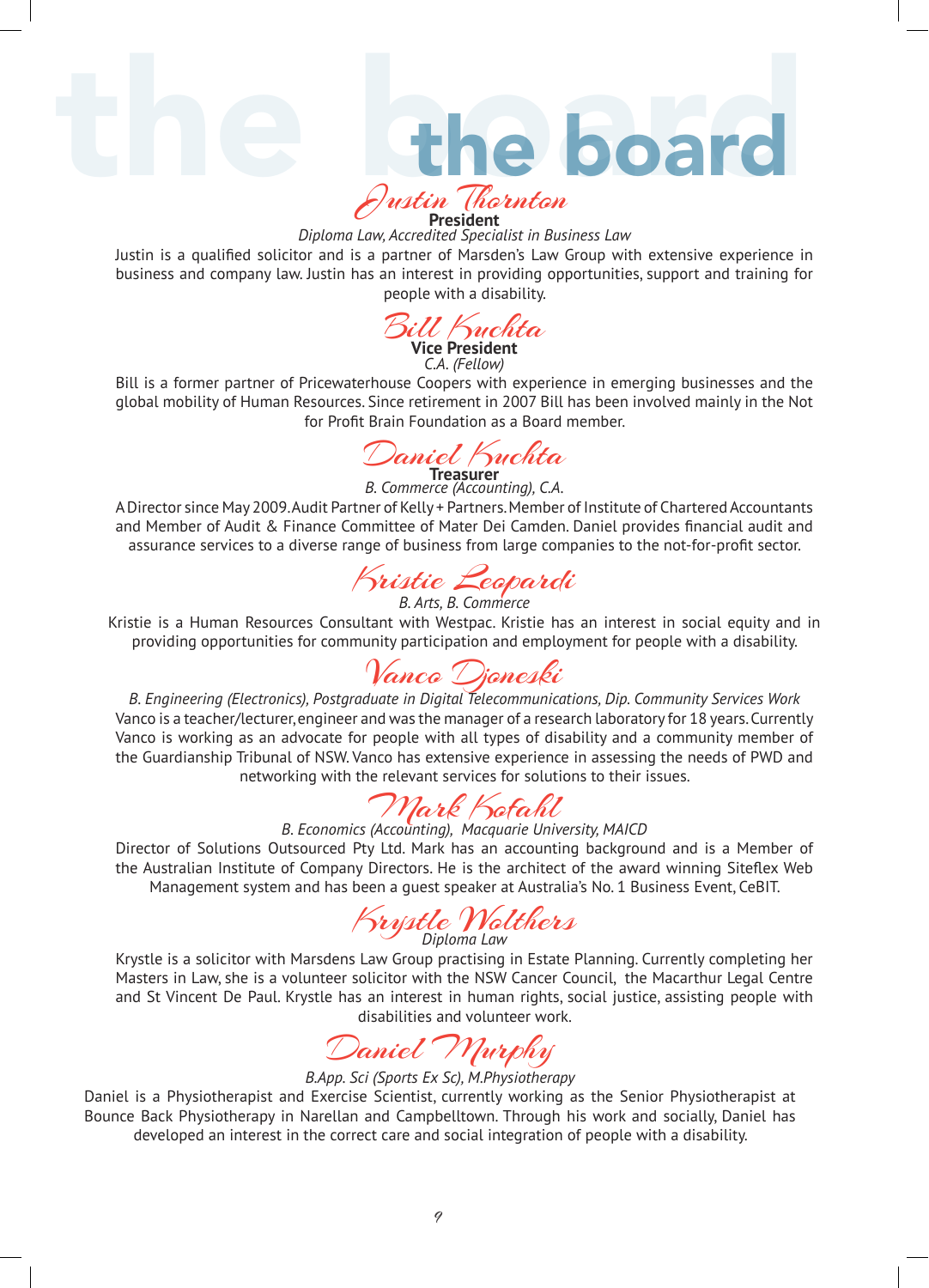# the board

## Justin Thornton

**President**

*Diploma Law, Accredited Specialist in Business Law*

Justin is a qualified solicitor and is a partner of Marsden's Law Group with extensive experience in business and company law. Justin has an interest in providing opportunities, support and training for people with a disability.

## Bill Kuchta

**Vice President**

*C.A. (Fellow)*

Bill is a former partner of Pricewaterhouse Coopers with experience in emerging businesses and the global mobility of Human Resources. Since retirement in 2007 Bill has been involved mainly in the Not for Profit Brain Foundation as a Board member.

## Daniel Kuchta

**Treasurer**

*B. Commerce (Accounting), C.A.*

A Director since May 2009. Audit Partner of Kelly + Partners. Member of Institute of Chartered Accountants and Member of Audit & Finance Committee of Mater Dei Camden. Daniel provides financial audit and assurance services to a diverse range of business from large companies to the not-for-profit sector.

## Kristie Leopardi

*B. Arts, B. Commerce*

Kristie is a Human Resources Consultant with Westpac. Kristie has an interest in social equity and in providing opportunities for community participation and employment for people with a disability.

## Vanco Djoneski

*B. Engineering (Electronics), Postgraduate in Digital Telecommunications, Dip. Community Services Work*

Vanco is a teacher/lecturer, engineer and was the manager of a research laboratory for 18 years. Currently Vanco is working as an advocate for people with all types of disability and a community member of the Guardianship Tribunal of NSW. Vanco has extensive experience in assessing the needs of PWD and networking with the relevant services for solutions to their issues.

## Mark Kofahl

*B. Economics (Accounting), Macquarie University, MAICD*

Director of Solutions Outsourced Pty Ltd. Mark has an accounting background and is a Member of the Australian Institute of Company Directors. He is the architect of the award winning Siteflex Web Management system and has been a guest speaker at Australia's No. 1 Business Event, CeBIT.

## Krystle Walthers

*Diploma Law*

Krystle is a solicitor with Marsdens Law Group practising in Estate Planning. Currently completing her Masters in Law, she is a volunteer solicitor with the NSW Cancer Council, the Macarthur Legal Centre and St Vincent De Paul. Krystle has an interest in human rights, social justice, assisting people with disabilities and volunteer work.

## Daniel Murphy

*B.App. Sci (Sports Ex Sc), M.Physiotherapy*

Daniel is a Physiotherapist and Exercise Scientist, currently working as the Senior Physiotherapist at Bounce Back Physiotherapy in Narellan and Campbelltown. Through his work and socially, Daniel has developed an interest in the correct care and social integration of people with a disability.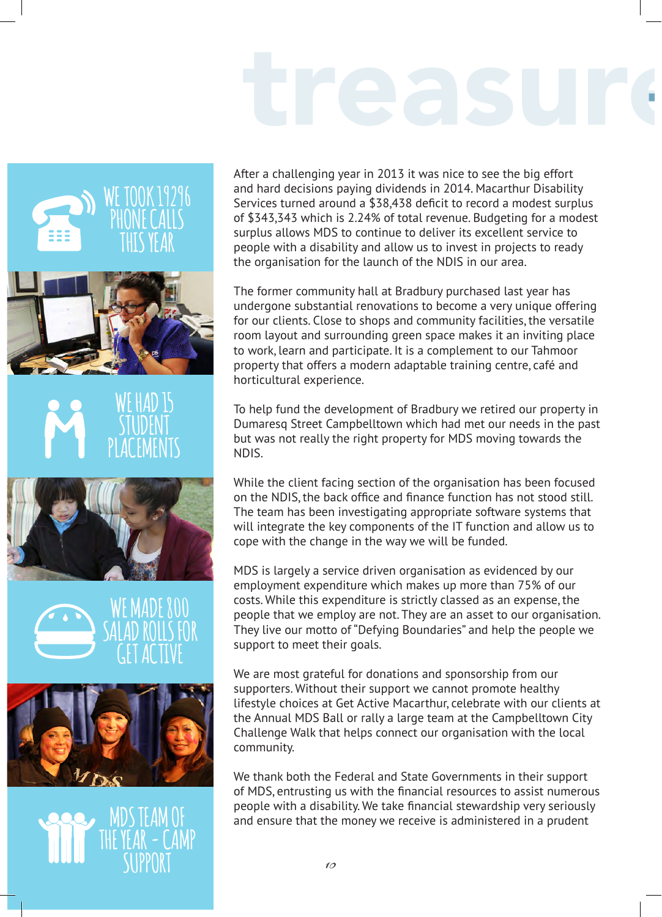# treasure

WE TOOK 19296 PHONE CALLS THIS YEAR

WE HAD 15 STUDENT PLACEMENTS

WE MADE 800 SALAD ROLLS FOR GET ACTIVE

MDS TEAM OF THE YEAR - CAMP SUPPORT

After a challenging year in 2013 it was nice to see the big effort and hard decisions paying dividends in 2014. Macarthur Disability Services turned around a $38,438 deficit to record a modest surplus of $343,343 which is 2.24% of total revenue. Budgeting for a modest surplus allows MDS to continue to deliver its excellent service to people with a disability and allow us to invest in projects to ready the organisation for the launch of the NDIS in our area.

The former community hall at Bradbury purchased last year has undergone substantial renovations to become a very unique offering for our clients. Close to shops and community facilities, the versatile room layout and surrounding green space makes it an inviting place to work, learn and participate. It is a complement to our Tahmoor property that offers a modern adaptable training centre, café and horticultural experience.

To help fund the development of Bradbury we retired our property in Dumaresq Street Campbelltown which had met our needs in the past but was not really the right property for MDS moving towards the NDIS.

While the client facing section of the organisation has been focused on the NDIS, the back office and finance function has not stood still. The team has been investigating appropriate software systems that will integrate the key components of the IT function and allow us to cope with the change in the way we will be funded.

MDS is largely a service driven organisation as evidenced by our employment expenditure which makes up more than 75% of our costs. While this expenditure is strictly classed as an expense, the people that we employ are not. They are an asset to our organisation. They live our motto of "Defying Boundaries" and help the people we support to meet their goals.

We are most grateful for donations and sponsorship from our supporters. Without their support we cannot promote healthy lifestyle choices at Get Active Macarthur, celebrate with our clients at the Annual MDS Ball or rally a large team at the Campbelltown City Challenge Walk that helps connect our organisation with the local community.

We thank both the Federal and State Governments in their support of MDS, entrusting us with the financial resources to assist numerous people with a disability. We take financial stewardship very seriously and ensure that the money we receive is administered in a prudent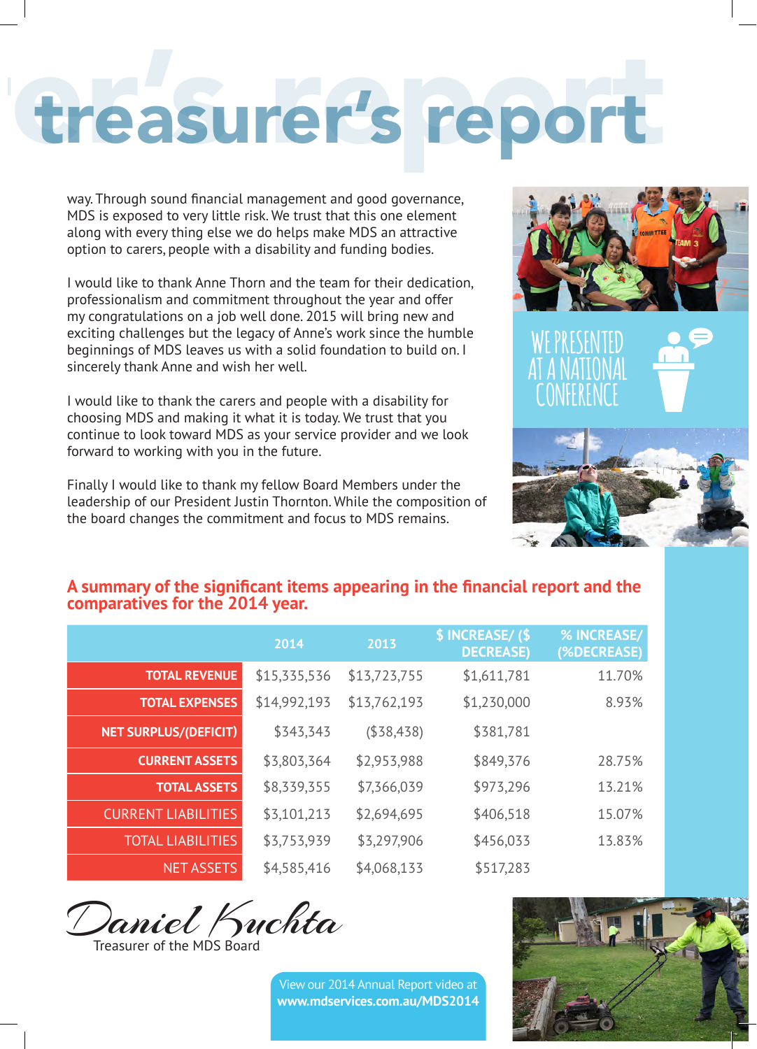# treasurer's report

way. Through sound financial management and good governance, MDS is exposed to very little risk. We trust that this one element along with every thing else we do helps make MDS an attractive option to carers, people with a disability and funding bodies.

I would like to thank Anne Thorn and the team for their dedication, professionalism and commitment throughout the year and offer my congratulations on a job well done. 2015 will bring new and exciting challenges but the legacy of Anne's work since the humble beginnings of MDS leaves us with a solid foundation to build on. I sincerely thank Anne and wish her well.

I would like to thank the carers and people with a disability for choosing MDS and making it what it is today. We trust that you continue to look toward MDS as your service provider and we look forward to working with you in the future.

Finally I would like to thank my fellow Board Members under the leadership of our President Justin Thornton. While the composition of the board changes the commitment and focus to MDS remains.

WE PRESENTED AT A NATIONAL CONFERENCE

## A summary of the significant items appearing in the financial report and the comparatives for the 2014 year.

| | 2014 | 2013 | $ INCREASE/ ($ DECREASE) | % INCREASE/ (%DECREASE) |
|---|---|---|---|---|
| TOTAL REVENUE | $15,335,536 | $13,723,755 | $1,611,781 | 11.70% |
| TOTAL EXPENSES | $14,992,193 | $13,762,193 | $1,230,000 | 8.93% |
| NET SURPLUS/(DEFICIT) | $343,343 | ($38,438) | $381,781 | |
| CURRENT ASSETS | $3,803,364 | $2,953,988 | $849,376 | 28.75% |
| TOTAL ASSETS | $8,339,355 | $7,366,039 | $973,296 | 13.21% |
| CURRENT LIABILITIES | $3,101,213 | $2,694,695 | $406,518 | 15.07% |
| TOTAL LIABILITIES | $3,753,939 | $3,297,906 | $456,033 | 13.83% |
| NET ASSETS | $4,585,416 | $4,068,133 | $517,283 | |

Daniel Kuchta
Treasurer of the MDS Board

View our 2014 Annual Report video at **www.mdservices.com.au/MDS2014**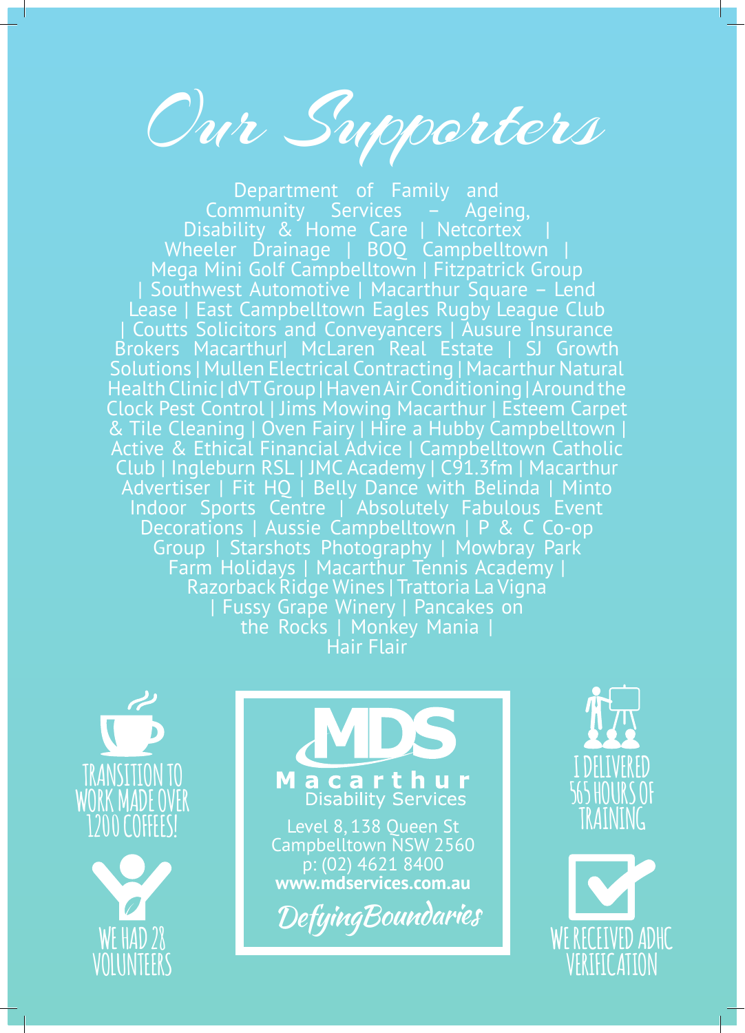# Our Supporters

Department of Family and Community Services – Ageing, Disability & Home Care | Netcortex | Wheeler Drainage | BOQ Campbelltown | Mega Mini Golf Campbelltown | Fitzpatrick Group | Southwest Automotive | Macarthur Square – Lend Lease | East Campbelltown Eagles Rugby League Club | Coutts Solicitors and Conveyancers | Ausure Insurance Brokers Macarthur| McLaren Real Estate | SJ Growth Solutions | Mullen Electrical Contracting | Macarthur Natural Health Clinic | dVT Group | Haven Air Conditioning | Around the Clock Pest Control | Jims Mowing Macarthur | Esteem Carpet & Tile Cleaning | Oven Fairy | Hire a Hubby Campbelltown | Active & Ethical Financial Advice | Campbelltown Catholic Club | Ingleburn RSL | JMC Academy | C91.3fm | Macarthur Advertiser | Fit HQ | Belly Dance with Belinda | Minto Indoor Sports Centre | Absolutely Fabulous Event Decorations | Aussie Campbelltown | P & C Co-op Group | Starshots Photography | Mowbray Park Farm Holidays | Macarthur Tennis Academy | Razorback Ridge Wines | Trattoria La Vigna | Fussy Grape Winery | Pancakes on the Rocks | Monkey Mania | Hair Flair

TRANSITION TO WORK MADE OVER 1200 COFFEES!

WE HAD 28 VOLUNTEERS

MDS
Macarthur Disability Services

Level 8, 138 Queen St
Campbelltown NSW 2560
p: (02) 4621 8400
**www.mdservices.com.au**

*DefyingBoundaries*

I DELIVERED 565 HOURS OF TRAINING

WE RECEIVED ADHC VERIFICATION